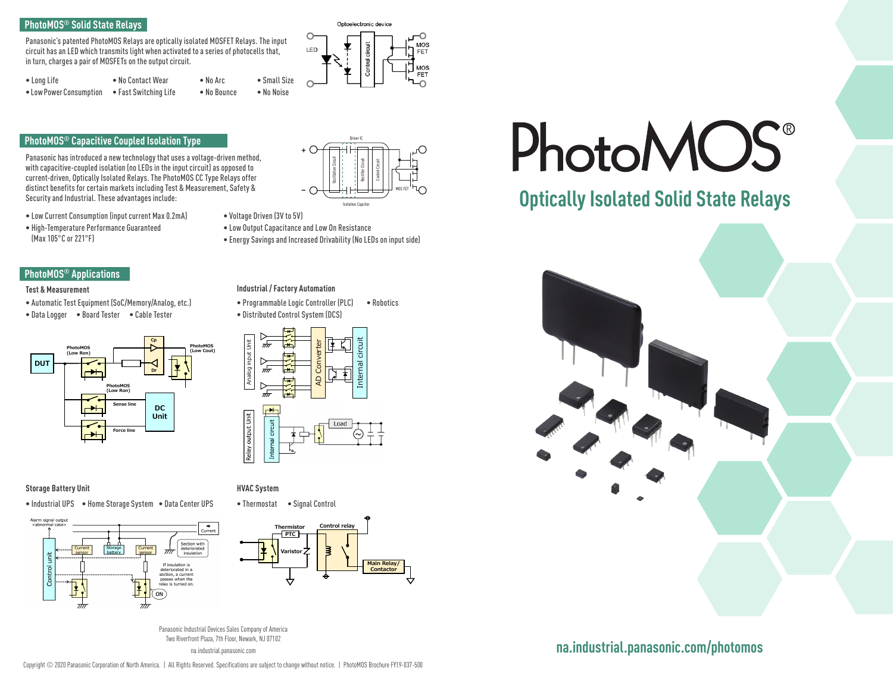# PhotoMOS®

## Optically Isolated Solid State Relays

## PhotoMOS® Solid State Relays

Panasonic's patented PhotoMOS Relays are optically isolated MOSFET Relays. The input circuit has an LED which transmits light when activated to a series of photocells that, in turn, charges a pair of MOSFETs on the output circuit.

- Long Life
- No Contact Wear
- No Arc
- Small Size
- Low Power Consumption
- Fast Switching Life
- No Bounce
- No Noise

## PhotoMOS® Capacitive Coupled Isolation Type

Panasonic has introduced a new technology that uses a voltage-driven method, with capacitive-coupled isolation (no LEDs in the input circuit) as opposed to current-driven, Optically Isolated Relays. The PhotoMOS CC Type Relays offer distinct benefits for certain markets including Test & Measurement, Safety & Security and Industrial. These advantages include:

- Low Current Consumption (input current Max 0.2mA)
- High-Temperature Performance Guaranteed (Max 105°C or 221°F)
- Voltage Driven (3V to 5V)
- Low Output Capacitance and Low On Resistance
- Energy Savings and Increased Drivability (No LEDs on input side)

## PhotoMOS® Applications

### Test & Measurement

- Automatic Test Equipment (SoC/Memory/Analog, etc.)
- Data Logger
- Board Tester
- Cable Tester

### Industrial / Factory Automation

- Programmable Logic Controller (PLC)
- Robotics
- Distributed Control System (DCS)

### Storage Battery Unit

- Industrial UPS
- Home Storage System
- Data Center UPS

### HVAC System

- Thermostat
- Signal Control

Panasonic Industrial Devices Sales Company of America
Two Riverfront Plaza, 7th Floor, Newark, NJ 07102
na.industrial.panasonic.com

na.industrial.panasonic.com/photomos

Copyright © 2020 Panasonic Corporation of North America. | All Rights Reserved. Specifications are subject to change without notice. | PhotoMOS Brochure FY19-037-500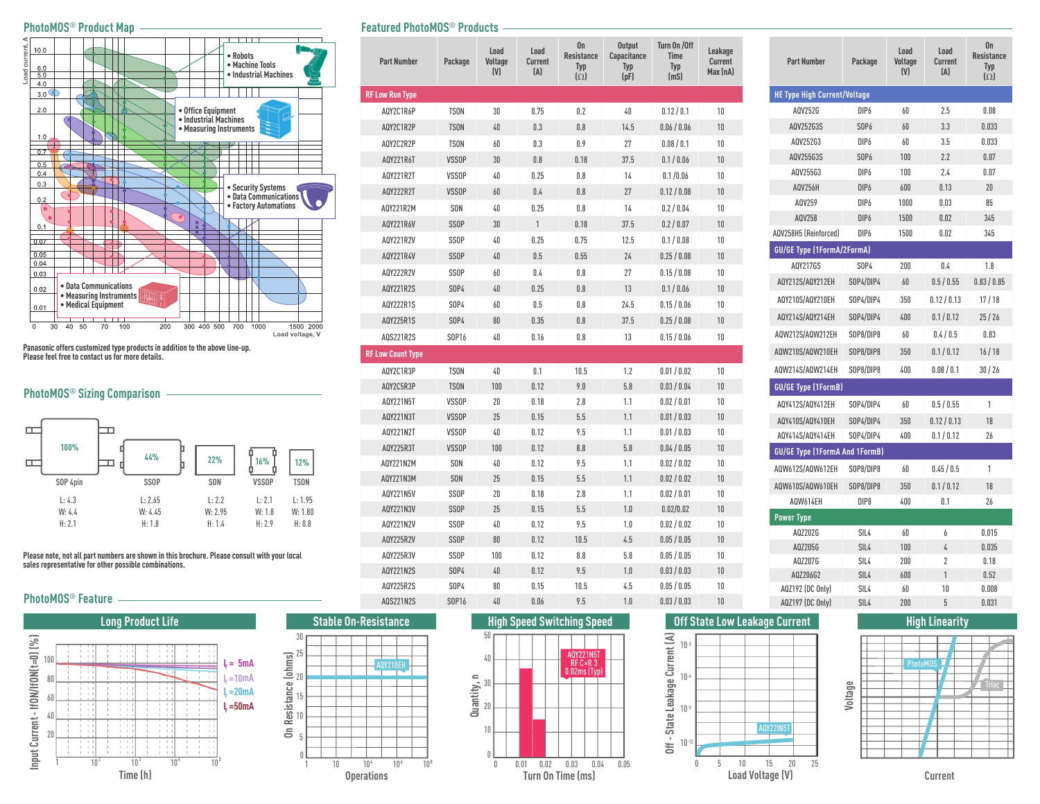## PhotoMOS® Product Map

Load current, A

10.0
6.0
5.0
4.0
3.0
2.0
1.0
0.7
0.5
0.4
0.3
0.2
0.1
0.07
0.05
0.04
0.03
0.02
0.01

0 30 40 50 70 100 200 300 400 500 700 1000 1500 2000

Load voltage, V

- Robots
- Machine Tools
- Industrial Machines

- Office Equipment
- Industrial Machines
- Measuring Instruments

- Security Systems
- Data Communications
- Factory Automations

- Data Communications
- Measuring Instruments
- Medical Equipment

Panasonic offers customized type products in addition to the above line-up.
Please feel free to contact us for more details.

## PhotoMOS® Sizing Comparison

| | SOP 4pin | SSOP | SON | VSSOP | TSON |
|---|---|---|---|---|---|
| Size | 100% | 44% | 22% | 16% | 12% |
| L | 4.3 | 2.65 | 2.2 | 2.1 | 1.95 |
| W | 4.4 | 4.45 | 2.95 | 1.8 | 1.80 |
| H | 2.1 | 1.8 | 1.4 | 2.9 | 0.8 |

Please note, not all part numbers are shown in this brochure. Please consult with your local sales representative for other possible combinations.

## Featured PhotoMOS® Products

| Part Number | Package | Load Voltage (V) | Load Current (A) | On Resistance Typ (Ω) | Output Capacitance Typ (pF) | Turn On /Off Time Typ (mS) | Leakage Current Max (nA) |
|---|---|---|---|---|---|---|---|
| **RF Low Ron Type** | | | | | | | |
| AQY2C1R6P | TSON | 30 | 0.75 | 0.2 | 40 | 0.12 / 0.1 | 10 |
| AQY2C1R2P | TSON | 40 | 0.3 | 0.8 | 14.5 | 0.06 / 0.06 | 10 |
| AQY2C2R2P | TSON | 60 | 0.3 | 0.9 | 27 | 0.08 / 0.1 | 10 |
| AQY221R6T | VSSOP | 30 | 0.8 | 0.18 | 37.5 | 0.1 / 0.06 | 10 |
| AQY221R2T | VSSOP | 40 | 0.25 | 0.8 | 14 | 0.1 /0.06 | 10 |
| AQY222R2T | VSSOP | 60 | 0.4 | 0.8 | 27 | 0.12 / 0.08 | 10 |
| AQY221R2M | SON | 40 | 0.25 | 0.8 | 14 | 0.2 / 0.04 | 10 |
| AQY221R6V | SSOP | 30 | 1 | 0.18 | 37.5 | 0.2 / 0.07 | 10 |
| AQY221R2V | SSOP | 40 | 0.25 | 0.75 | 12.5 | 0.1 / 0.08 | 10 |
| AQY221R4V | SSOP | 40 | 0.5 | 0.55 | 24 | 0.25 / 0.08 | 10 |
| AQY222R2V | SSOP | 60 | 0.4 | 0.8 | 27 | 0.15 / 0.08 | 10 |
| AQY221R2S | SOP4 | 40 | 0.25 | 0.8 | 13 | 0.1 / 0.06 | 10 |
| AQY222R1S | SOP4 | 60 | 0.5 | 0.8 | 24.5 | 0.15 / 0.06 | 10 |
| AQY225R1S | SOP4 | 80 | 0.35 | 0.8 | 37.5 | 0.25 / 0.08 | 10 |
| AQS221R2S | SOP16 | 40 | 0.16 | 0.8 | 13 | 0.15 / 0.06 | 10 |
| **RF Low Count Type** | | | | | | | |
| AQY2C1R3P | TSON | 40 | 0.1 | 10.5 | 1.2 | 0.01 / 0.02 | 10 |
| AQY2C5R3P | TSON | 100 | 0.12 | 9.0 | 5.8 | 0.03 / 0.04 | 10 |
| AQY221N5T | VSSOP | 20 | 0.18 | 2.8 | 1.1 | 0.02 / 0.01 | 10 |
| AQY221N3T | VSSOP | 25 | 0.15 | 5.5 | 1.1 | 0.01 / 0.03 | 10 |
| AQY221N2T | VSSOP | 40 | 0.12 | 9.5 | 1.1 | 0.01 / 0.03 | 10 |
| AQY225R3T | VSSOP | 100 | 0.12 | 8.8 | 5.8 | 0.04 / 0.05 | 10 |
| AQY221N2M | SON | 40 | 0.12 | 9.5 | 1.1 | 0.02 / 0.02 | 10 |
| AQY221N3M | SON | 25 | 0.15 | 5.5 | 1.1 | 0.02 / 0.02 | 10 |
| AQY221N5V | SSOP | 20 | 0.18 | 2.8 | 1.1 | 0.02 / 0.01 | 10 |
| AQY221N3V | SSOP | 25 | 0.15 | 5.5 | 1.0 | 0.02/0.02 | 10 |
| AQY221N2V | SSOP | 40 | 0.12 | 9.5 | 1.0 | 0.02 / 0.02 | 10 |
| AQY225R2V | SSOP | 80 | 0.12 | 10.5 | 4.5 | 0.05 / 0.05 | 10 |
| AQY225R3V | SSOP | 100 | 0.12 | 8.8 | 5.8 | 0.05 / 0.05 | 10 |
| AQY221N2S | SOP4 | 40 | 0.12 | 9.5 | 1.0 | 0.03 / 0.03 | 10 |
| AQY225R2S | SOP4 | 80 | 0.15 | 10.5 | 4.5 | 0.05 / 0.05 | 10 |
| AQS221N2S | SOP16 | 40 | 0.06 | 9.5 | 1.0 | 0.03 / 0.03 | 10 |

| Part Number | Package | Load Voltage (V) | Load Current (A) | On Resistance Typ (Ω) |
|---|---|---|---|---|
| **HE Type High Current/Voltage** | | | | |
| AQV252G | DIP6 | 60 | 2.5 | 0.08 |
| AQV252G3S | SOP6 | 60 | 3.3 | 0.033 |
| AQV252G3 | DIP6 | 60 | 3.5 | 0.033 |
| AQV255G3S | SOP6 | 100 | 2.2 | 0.07 |
| AQV255G3 | DIP6 | 100 | 2.4 | 0.07 |
| AQV256H | DIP6 | 600 | 0.13 | 20 |
| AQV259 | DIP6 | 1000 | 0.03 | 85 |
| AQV258 | DIP6 | 1500 | 0.02 | 345 |
| AQV258H5 (Reinforced) | DIP6 | 1500 | 0.02 | 345 |
| **GU/GE Type (1FormA/2FormA)** | | | | |
| AQY217GS | SOP4 | 200 | 0.4 | 1.8 |
| AQY212S/AQY212EH | SOP4/DIP4 | 60 | 0.5 / 0.55 | 0.83 / 0.85 |
| AQY210S/AQY210EH | SOP4/DIP4 | 350 | 0.12 / 0.13 | 17 / 18 |
| AQY214S/AQY214EH | SOP4/DIP4 | 400 | 0.1 / 0.12 | 25 / 26 |
| AQW212S/AQW212EH | SOP8/DIP8 | 60 | 0.4 / 0.5 | 0.83 |
| AQW210S/AQW210EH | SOP8/DIP8 | 350 | 0.1 / 0.12 | 16 / 18 |
| AQW214S/AQW214EH | SOP8/DIP8 | 400 | 0.08 / 0.1 | 30 / 26 |
| **GU/GE Type (1FormB)** | | | | |
| AQY412S/AQY412EH | SOP4/DIP4 | 60 | 0.5 / 0.55 | 1 |
| AQY410S/AQY410EH | SOP4/DIP4 | 350 | 0.12 / 0.13 | 18 |
| AQY414S/AQY414EH | SOP4/DIP4 | 400 | 0.1 / 0.12 | 26 |
| **GU/GE Type (1FormA And 1FormB)** | | | | |
| AQW612S/AQW612EH | SOP8/DIP8 | 60 | 0.45 / 0.5 | 1 |
| AQW610S/AQW610EH | SOP8/DIP8 | 350 | 0.1 / 0.12 | 18 |
| AQW614EH | DIP8 | 400 | 0.1 | 26 |
| **Power Type** | | | | |
| AQZ202G | SIL4 | 60 | 6 | 0.015 |
| AQZ205G | SIL4 | 100 | 4 | 0.035 |
| AQZ207G | SIL4 | 200 | 2 | 0.18 |
| AQZ206G2 | SIL4 | 600 | 1 | 0.52 |
| AQZ192 (DC Only) | SIL4 | 60 | 10 | 0.008 |
| AQZ197 (DC Only) | SIL4 | 200 | 5 | 0.031 |

## PhotoMOS® Feature

### Long Product Life

Input Current - IfON/IfON(t=0) (%)

100
80
60
40
20

1 $10^2$ $10^3$ $10^4$ $10^5$

Time (h)

$I_F$ = 5mA
$I_F$ =10mA
$I_F$ =20mA
$I_F$ =50mA

### Stable On-Resistance

On Resistance (ohms)

30 25 20 15 10 5 0

1 10 $10^4$ $10^6$ $10^8$

Operations

AQY210EH

### High Speed Switching Speed

Quantity, n

50 40 30 20 10 0

0 0.01 0.02 0.03 0.04 0.05

Turn On Time (ms)

AQY221N5T
RF C×R 3
0.02ms (Typ)

### Off State Low Leakage Current

Off - State Leakage Current (A)

$10^{-3}$
$10^{-6}$
$10^{-9}$
$10^{-12}$

0 5 10 15 20 25

Load Voltage (V)

AQY221N5T

### High Linearity

Voltage

Current

PhotoMOS

Triac